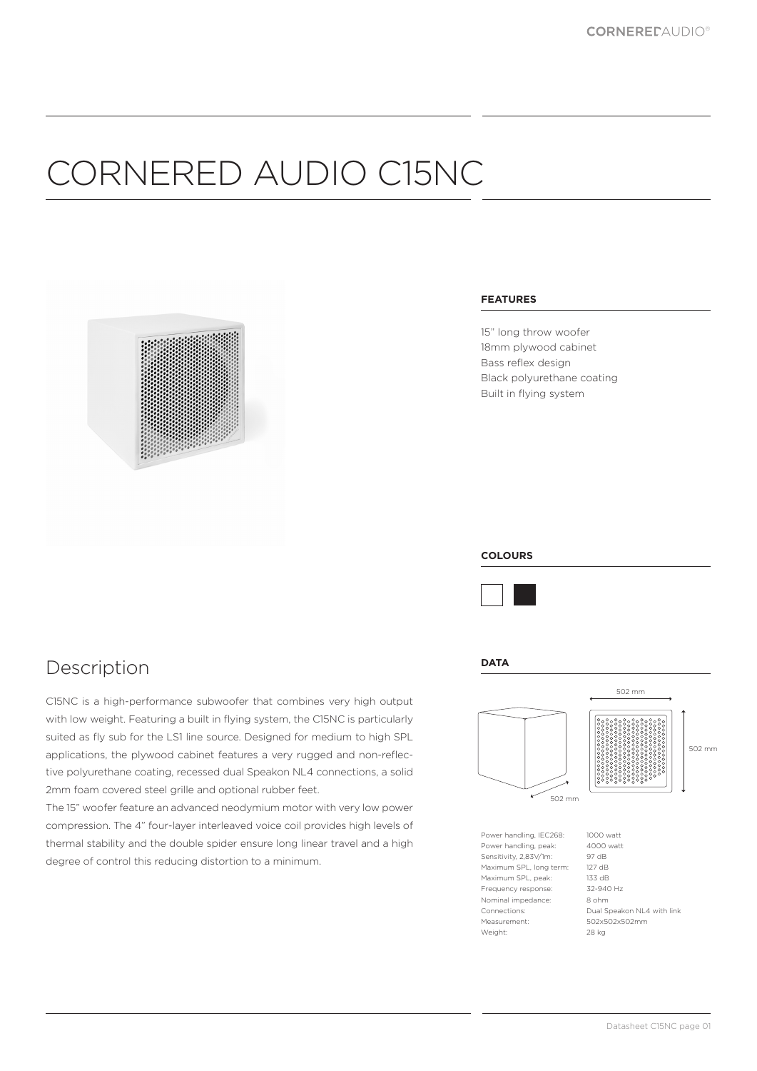# CORNERED AUDIO C15NC

### FEATURES

15" long throw woofer
18mm plywood cabinet
Bass reflex design
Black polyurethane coating
Built in flying system

### COLOURS

## Description

C15NC is a high-performance subwoofer that combines very high output with low weight. Featuring a built in flying system, the C15NC is particularly suited as fly sub for the LS1 line source. Designed for medium to high SPL applications, the plywood cabinet features a very rugged and non-reflective polyurethane coating, recessed dual Speakon NL4 connections, a solid 2mm foam covered steel grille and optional rubber feet.

The 15" woofer feature an advanced neodymium motor with very low power compression. The 4" four-layer interleaved voice coil provides high levels of thermal stability and the double spider ensure long linear travel and a high degree of control this reducing distortion to a minimum.

### DATA

502 mm
502 mm
502 mm

| | |
|---|---|
| Power handling, IEC268: | 1000 watt |
| Power handling, peak: | 4000 watt |
| Sensitivity, 2,83V/1m: | 97 dB |
| Maximum SPL, long term: | 127 dB |
| Maximum SPL, peak: | 133 dB |
| Frequency response: | 32-940 Hz |
| Nominal impedance: | 8 ohm |
| Connections: | Dual Speakon NL4 with link |
| Measurement: | 502x502x502mm |
| Weight: | 28 kg |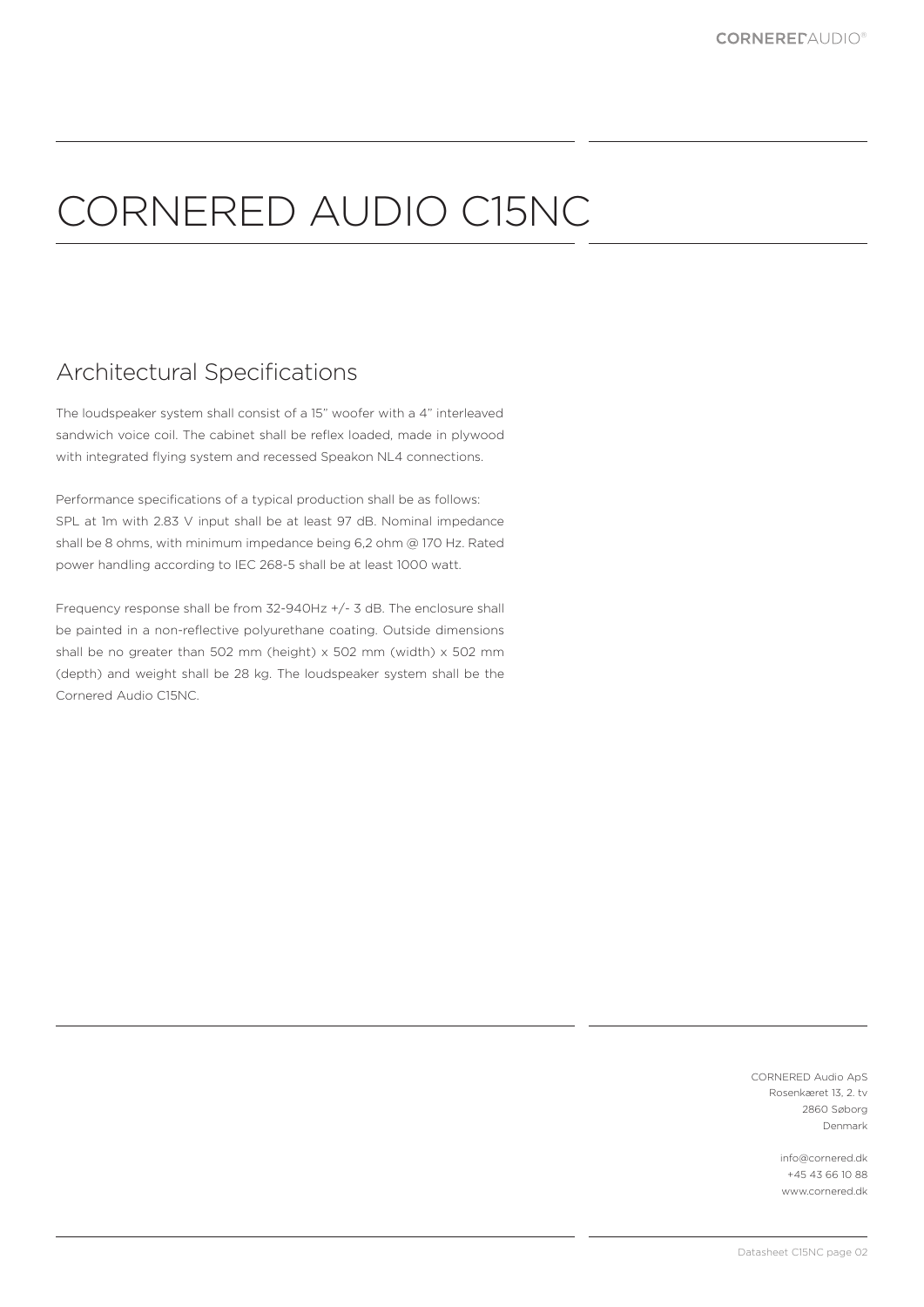# CORNERED AUDIO C15NC

## Architectural Specifications

The loudspeaker system shall consist of a 15" woofer with a 4" interleaved sandwich voice coil. The cabinet shall be reflex loaded, made in plywood with integrated flying system and recessed Speakon NL4 connections.

Performance specifications of a typical production shall be as follows: SPL at 1m with 2.83 V input shall be at least 97 dB. Nominal impedance shall be 8 ohms, with minimum impedance being 6,2 ohm @ 170 Hz. Rated power handling according to IEC 268-5 shall be at least 1000 watt.

Frequency response shall be from 32-940Hz +/- 3 dB. The enclosure shall be painted in a non-reflective polyurethane coating. Outside dimensions shall be no greater than 502 mm (height) x 502 mm (width) x 502 mm (depth) and weight shall be 28 kg. The loudspeaker system shall be the Cornered Audio C15NC.

CORNERED Audio ApS
Rosenkæret 13, 2. tv
2860 Søborg
Denmark

info@cornered.dk
+45 43 66 10 88
www.cornered.dk